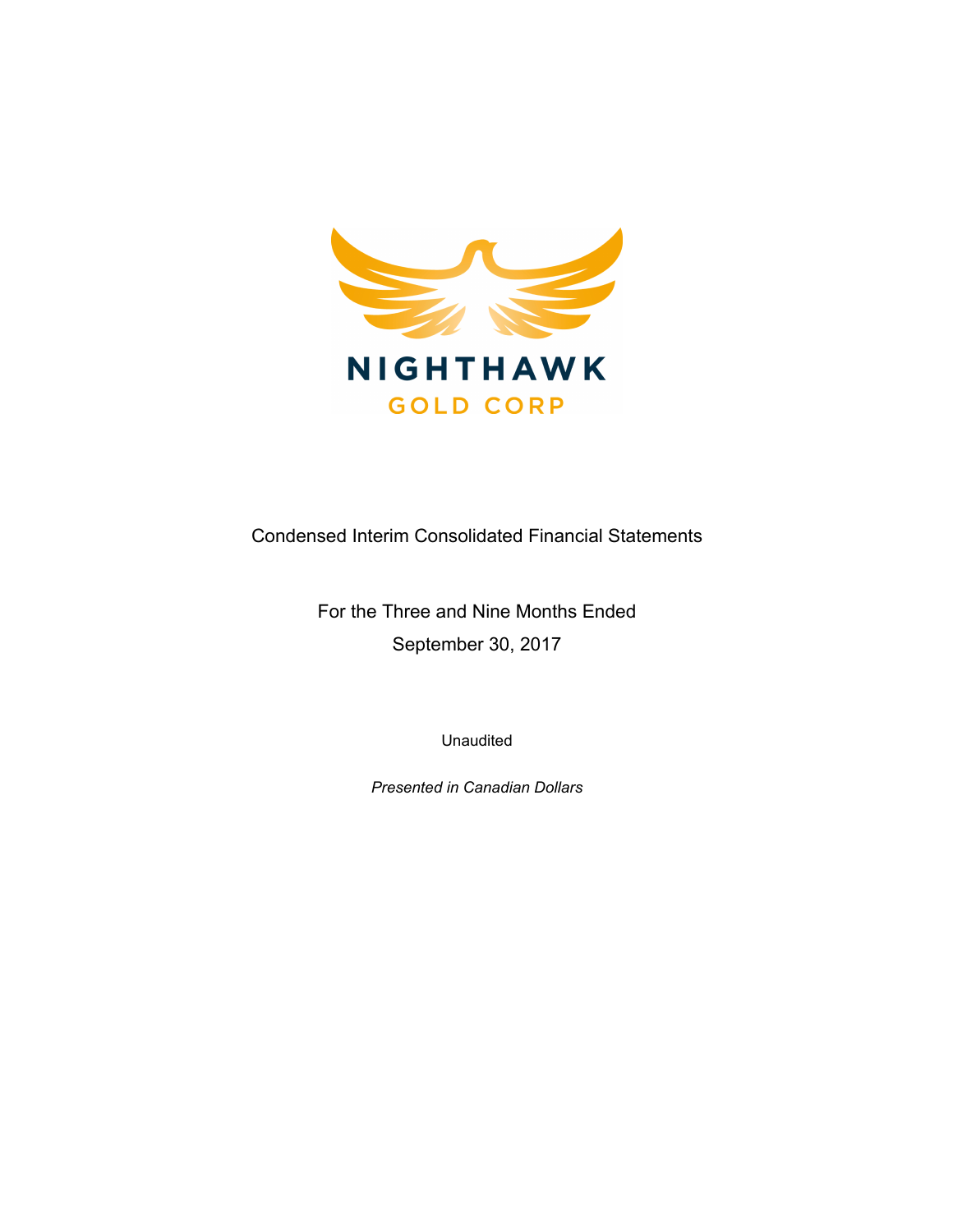# NIGHTHAWK GOLD CORP

Condensed Interim Consolidated Financial Statements

For the Three and Nine Months Ended

September 30, 2017

Unaudited

*Presented in Canadian Dollars*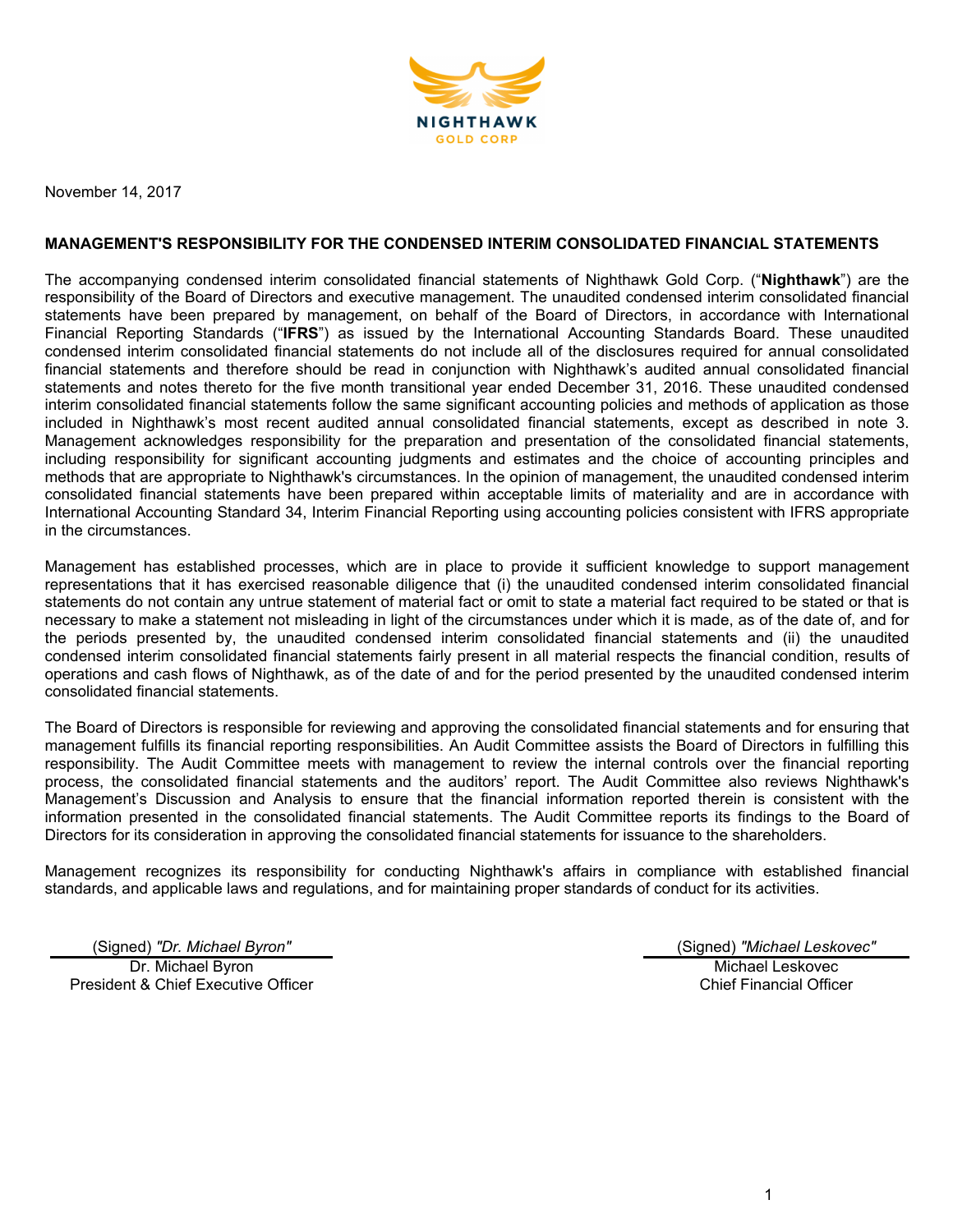November 14, 2017

## MANAGEMENT'S RESPONSIBILITY FOR THE CONDENSED INTERIM CONSOLIDATED FINANCIAL STATEMENTS

The accompanying condensed interim consolidated financial statements of Nighthawk Gold Corp. ("**Nighthawk**") are the responsibility of the Board of Directors and executive management. The unaudited condensed interim consolidated financial statements have been prepared by management, on behalf of the Board of Directors, in accordance with International Financial Reporting Standards ("**IFRS**") as issued by the International Accounting Standards Board. These unaudited condensed interim consolidated financial statements do not include all of the disclosures required for annual consolidated financial statements and therefore should be read in conjunction with Nighthawk's audited annual consolidated financial statements and notes thereto for the five month transitional year ended December 31, 2016. These unaudited condensed interim consolidated financial statements follow the same significant accounting policies and methods of application as those included in Nighthawk's most recent audited annual consolidated financial statements, except as described in note 3. Management acknowledges responsibility for the preparation and presentation of the consolidated financial statements, including responsibility for significant accounting judgments and estimates and the choice of accounting principles and methods that are appropriate to Nighthawk's circumstances. In the opinion of management, the unaudited condensed interim consolidated financial statements have been prepared within acceptable limits of materiality and are in accordance with International Accounting Standard 34, Interim Financial Reporting using accounting policies consistent with IFRS appropriate in the circumstances.

Management has established processes, which are in place to provide it sufficient knowledge to support management representations that it has exercised reasonable diligence that (i) the unaudited condensed interim consolidated financial statements do not contain any untrue statement of material fact or omit to state a material fact required to be stated or that is necessary to make a statement not misleading in light of the circumstances under which it is made, as of the date of, and for the periods presented by, the unaudited condensed interim consolidated financial statements and (ii) the unaudited condensed interim consolidated financial statements fairly present in all material respects the financial condition, results of operations and cash flows of Nighthawk, as of the date of and for the period presented by the unaudited condensed interim consolidated financial statements.

The Board of Directors is responsible for reviewing and approving the consolidated financial statements and for ensuring that management fulfills its financial reporting responsibilities. An Audit Committee assists the Board of Directors in fulfilling this responsibility. The Audit Committee meets with management to review the internal controls over the financial reporting process, the consolidated financial statements and the auditors' report. The Audit Committee also reviews Nighthawk's Management's Discussion and Analysis to ensure that the financial information reported therein is consistent with the information presented in the consolidated financial statements. The Audit Committee reports its findings to the Board of Directors for its consideration in approving the consolidated financial statements for issuance to the shareholders.

Management recognizes its responsibility for conducting Nighthawk's affairs in compliance with established financial standards, and applicable laws and regulations, and for maintaining proper standards of conduct for its activities.

(Signed) *"Dr. Michael Byron"*
Dr. Michael Byron
President & Chief Executive Officer

(Signed) *"Michael Leskovec"*
Michael Leskovec
Chief Financial Officer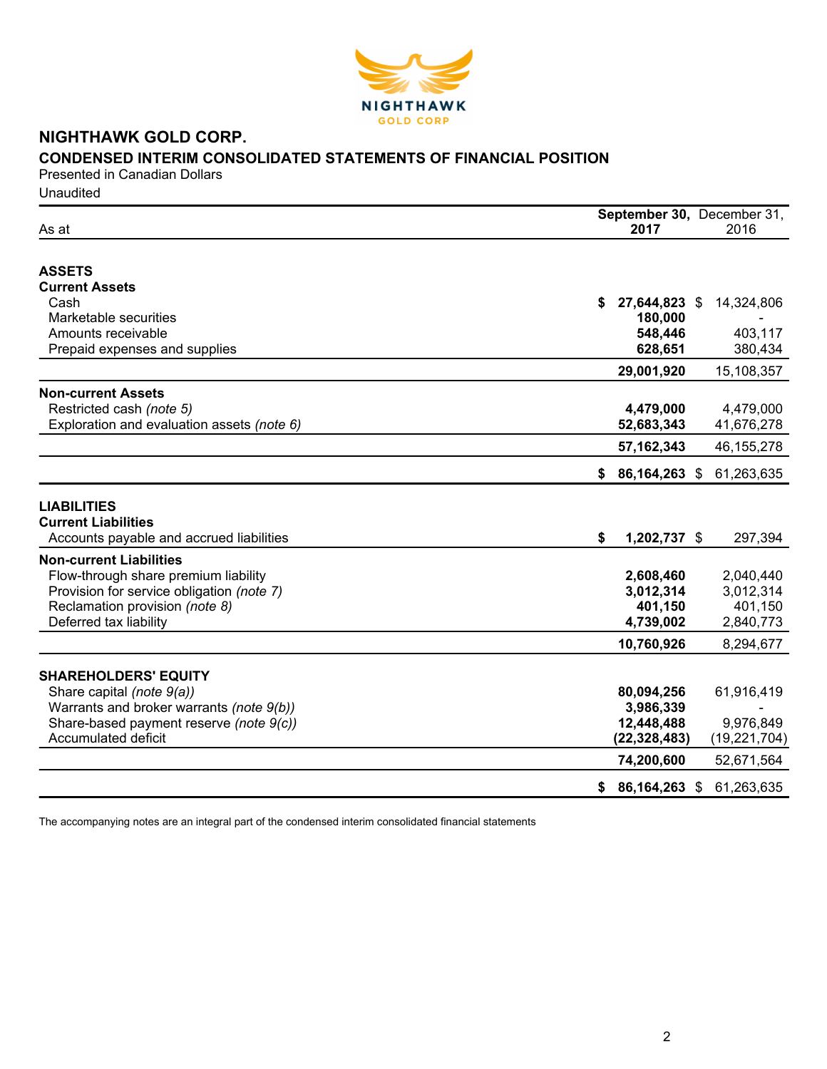# NIGHTHAWK GOLD CORP.

## CONDENSED INTERIM CONSOLIDATED STATEMENTS OF FINANCIAL POSITION

Presented in Canadian Dollars

Unaudited

| As at | September 30, 2017 | December 31, 2016 |
|---|---|---|
| **ASSETS** | | |
| **Current Assets** | | |
| Cash | **$ 27,644,823** | $ 14,324,806 |
| Marketable securities | **180,000** | - |
| Amounts receivable | **548,446** | 403,117 |
| Prepaid expenses and supplies | **628,651** | 380,434 |
| | **29,001,920** | 15,108,357 |
| **Non-current Assets** | | |
| Restricted cash *(note 5)* | **4,479,000** | 4,479,000 |
| Exploration and evaluation assets *(note 6)* | **52,683,343** | 41,676,278 |
| | **57,162,343** | 46,155,278 |
| | **$ 86,164,263** | $ 61,263,635 |
| **LIABILITIES** | | |
| **Current Liabilities** | | |
| Accounts payable and accrued liabilities | **$ 1,202,737** | $ 297,394 |
| **Non-current Liabilities** | | |
| Flow-through share premium liability | **2,608,460** | 2,040,440 |
| Provision for service obligation *(note 7)* | **3,012,314** | 3,012,314 |
| Reclamation provision *(note 8)* | **401,150** | 401,150 |
| Deferred tax liability | **4,739,002** | 2,840,773 |
| | **10,760,926** | 8,294,677 |
| **SHAREHOLDERS' EQUITY** | | |
| Share capital *(note 9(a))* | **80,094,256** | 61,916,419 |
| Warrants and broker warrants *(note 9(b))* | **3,986,339** | - |
| Share-based payment reserve *(note 9(c))* | **12,448,488** | 9,976,849 |
| Accumulated deficit | **(22,328,483)** | (19,221,704) |
| | **74,200,600** | 52,671,564 |
| | **$ 86,164,263** | $ 61,263,635 |

The accompanying notes are an integral part of the condensed interim consolidated financial statements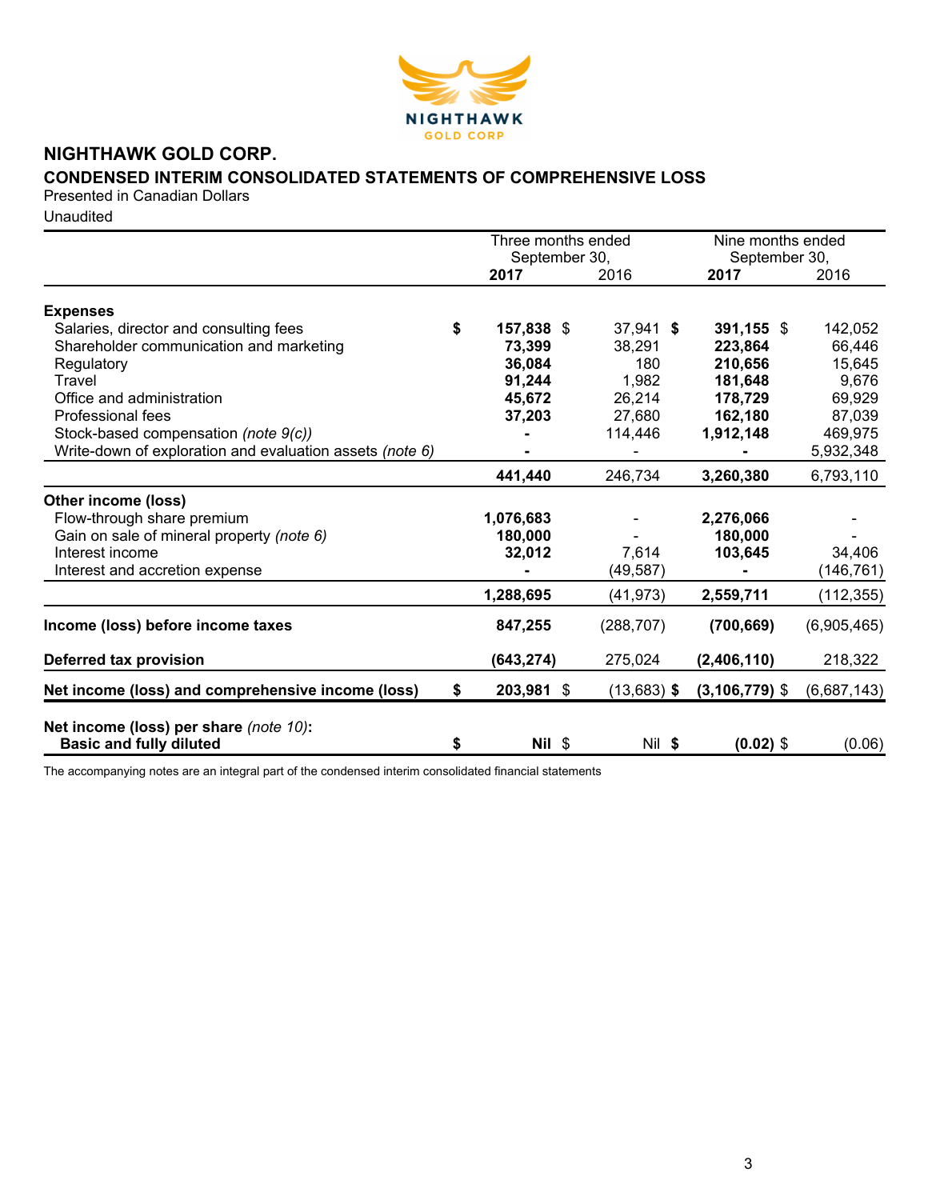# NIGHTHAWK GOLD CORP.

## CONDENSED INTERIM CONSOLIDATED STATEMENTS OF COMPREHENSIVE LOSS

Presented in Canadian Dollars

Unaudited

| | Three months ended September 30, | | Nine months ended September 30, | |
|---|---|---|---|---|
| | **2017** | 2016 | **2017** | 2016 |
| **Expenses** | | | | |
| Salaries, director and consulting fees | **$ 157,838** | $ 37,941 | **$ 391,155** | $ 142,052 |
| Shareholder communication and marketing | **73,399** | 38,291 | **223,864** | 66,446 |
| Regulatory | **36,084** | 180 | **210,656** | 15,645 |
| Travel | **91,244** | 1,982 | **181,648** | 9,676 |
| Office and administration | **45,672** | 26,214 | **178,729** | 69,929 |
| Professional fees | **37,203** | 27,680 | **162,180** | 87,039 |
| Stock-based compensation *(note 9(c))* | **-** | 114,446 | **1,912,148** | 469,975 |
| Write-down of exploration and evaluation assets *(note 6)* | **-** | - | **-** | 5,932,348 |
| | **441,440** | 246,734 | **3,260,380** | 6,793,110 |
| **Other income (loss)** | | | | |
| Flow-through share premium | **1,076,683** | - | **2,276,066** | - |
| Gain on sale of mineral property *(note 6)* | **180,000** | - | **180,000** | - |
| Interest income | **32,012** | 7,614 | **103,645** | 34,406 |
| Interest and accretion expense | **-** | (49,587) | **-** | (146,761) |
| | **1,288,695** | (41,973) | **2,559,711** | (112,355) |
| **Income (loss) before income taxes** | **847,255** | (288,707) | **(700,669)** | (6,905,465) |
| **Deferred tax provision** | **(643,274)** | 275,024 | **(2,406,110)** | 218,322 |
| **Net income (loss) and comprehensive income (loss)** | **$ 203,981** | $ (13,683) | **$ (3,106,779)** | $ (6,687,143) |
| **Net income (loss) per share** *(note 10)***:** **Basic and fully diluted** | **$ Nil** | $ Nil | **$ (0.02)** | $ (0.06) |

The accompanying notes are an integral part of the condensed interim consolidated financial statements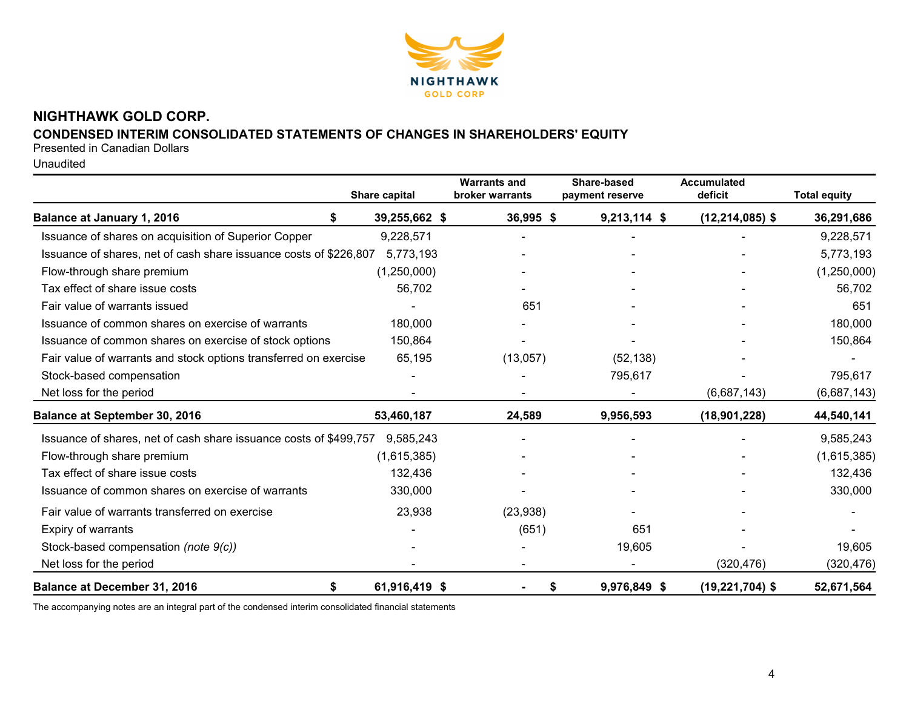# NIGHTHAWK GOLD CORP.

## CONDENSED INTERIM CONSOLIDATED STATEMENTS OF CHANGES IN SHAREHOLDERS' EQUITY

Presented in Canadian Dollars

Unaudited

| | Share capital | Warrants and broker warrants | Share-based payment reserve | Accumulated deficit | Total equity |
|---|---|---|---|---|---|
| **Balance at January 1, 2016** | **$ 39,255,662** | **$ 36,995** | **$ 9,213,114** | **$ (12,214,085)** | **$ 36,291,686** |
| Issuance of shares on acquisition of Superior Copper | 9,228,571 | - | - | - | 9,228,571 |
| Issuance of shares, net of cash share issuance costs of $226,807 | 5,773,193 | - | - | - | 5,773,193 |
| Flow-through share premium | (1,250,000) | - | - | - | (1,250,000) |
| Tax effect of share issue costs | 56,702 | - | - | - | 56,702 |
| Fair value of warrants issued | - | 651 | - | - | 651 |
| Issuance of common shares on exercise of warrants | 180,000 | - | - | - | 180,000 |
| Issuance of common shares on exercise of stock options | 150,864 | - | - | - | 150,864 |
| Fair value of warrants and stock options transferred on exercise | 65,195 | (13,057) | (52,138) | - | - |
| Stock-based compensation | - | - | 795,617 | - | 795,617 |
| Net loss for the period | - | - | - | (6,687,143) | (6,687,143) |
| **Balance at September 30, 2016** | **53,460,187** | **24,589** | **9,956,593** | **(18,901,228)** | **44,540,141** |
| Issuance of shares, net of cash share issuance costs of $499,757 | 9,585,243 | - | - | - | 9,585,243 |
| Flow-through share premium | (1,615,385) | - | - | - | (1,615,385) |
| Tax effect of share issue costs | 132,436 | - | - | - | 132,436 |
| Issuance of common shares on exercise of warrants | 330,000 | - | - | - | 330,000 |
| Fair value of warrants transferred on exercise | 23,938 | (23,938) | - | - | - |
| Expiry of warrants | - | (651) | 651 | - | - |
| Stock-based compensation *(note 9(c))* | - | - | 19,605 | - | 19,605 |
| Net loss for the period | - | - | - | (320,476) | (320,476) |
| **Balance at December 31, 2016** | **$ 61,916,419** | **$ -** | **$ 9,976,849** | **$ (19,221,704)** | **$ 52,671,564** |

The accompanying notes are an integral part of the condensed interim consolidated financial statements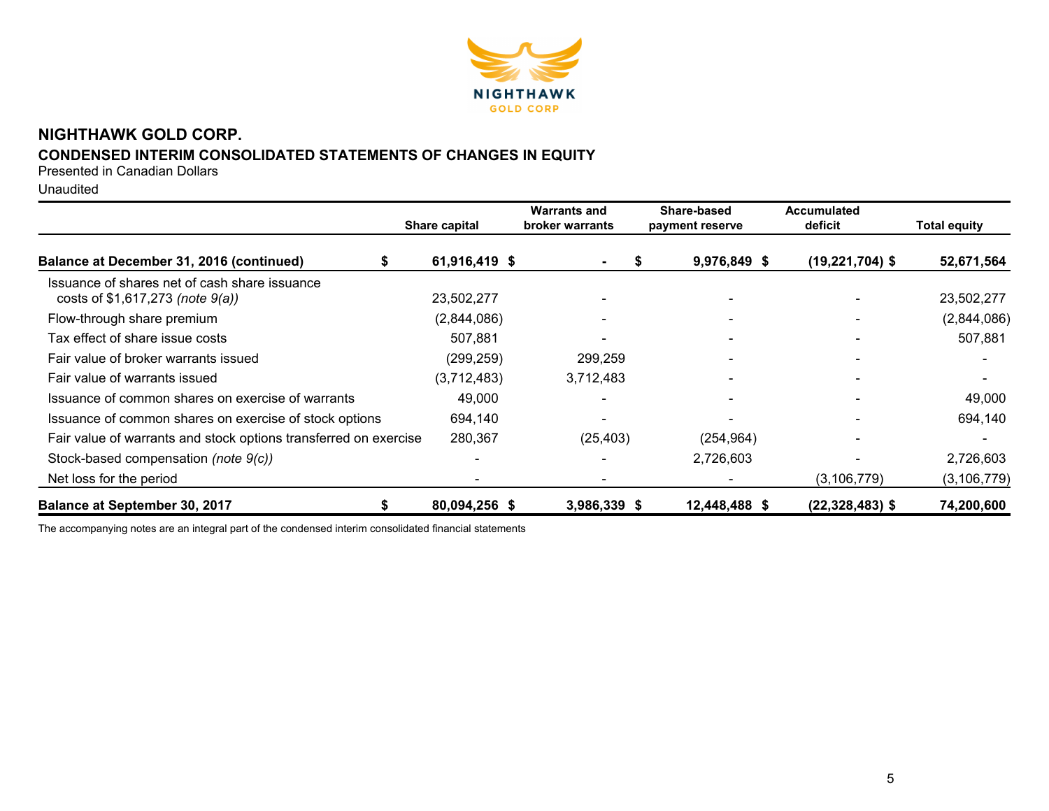# NIGHTHAWK GOLD CORP.

## CONDENSED INTERIM CONSOLIDATED STATEMENTS OF CHANGES IN EQUITY

Presented in Canadian Dollars

Unaudited

| | Share capital | Warrants and broker warrants | Share-based payment reserve | Accumulated deficit | Total equity |
|---|---|---|---|---|---|
| **Balance at December 31, 2016 (continued)** | **$ 61,916,419** | **$ -** | **$ 9,976,849** | **$ (19,221,704)** | **$ 52,671,564** |
| Issuance of shares net of cash share issuance costs of $1,617,273 *(note 9(a))* | 23,502,277 | - | - | - | 23,502,277 |
| Flow-through share premium | (2,844,086) | - | - | - | (2,844,086) |
| Tax effect of share issue costs | 507,881 | - | - | - | 507,881 |
| Fair value of broker warrants issued | (299,259) | 299,259 | - | - | - |
| Fair value of warrants issued | (3,712,483) | 3,712,483 | - | - | - |
| Issuance of common shares on exercise of warrants | 49,000 | - | - | - | 49,000 |
| Issuance of common shares on exercise of stock options | 694,140 | - | - | - | 694,140 |
| Fair value of warrants and stock options transferred on exercise | 280,367 | (25,403) | (254,964) | - | - |
| Stock-based compensation *(note 9(c))* | - | - | 2,726,603 | - | 2,726,603 |
| Net loss for the period | - | - | - | (3,106,779) | (3,106,779) |
| **Balance at September 30, 2017** | **$ 80,094,256** | **$ 3,986,339** | **$ 12,448,488** | **$ (22,328,483)** | **$ 74,200,600** |

The accompanying notes are an integral part of the condensed interim consolidated financial statements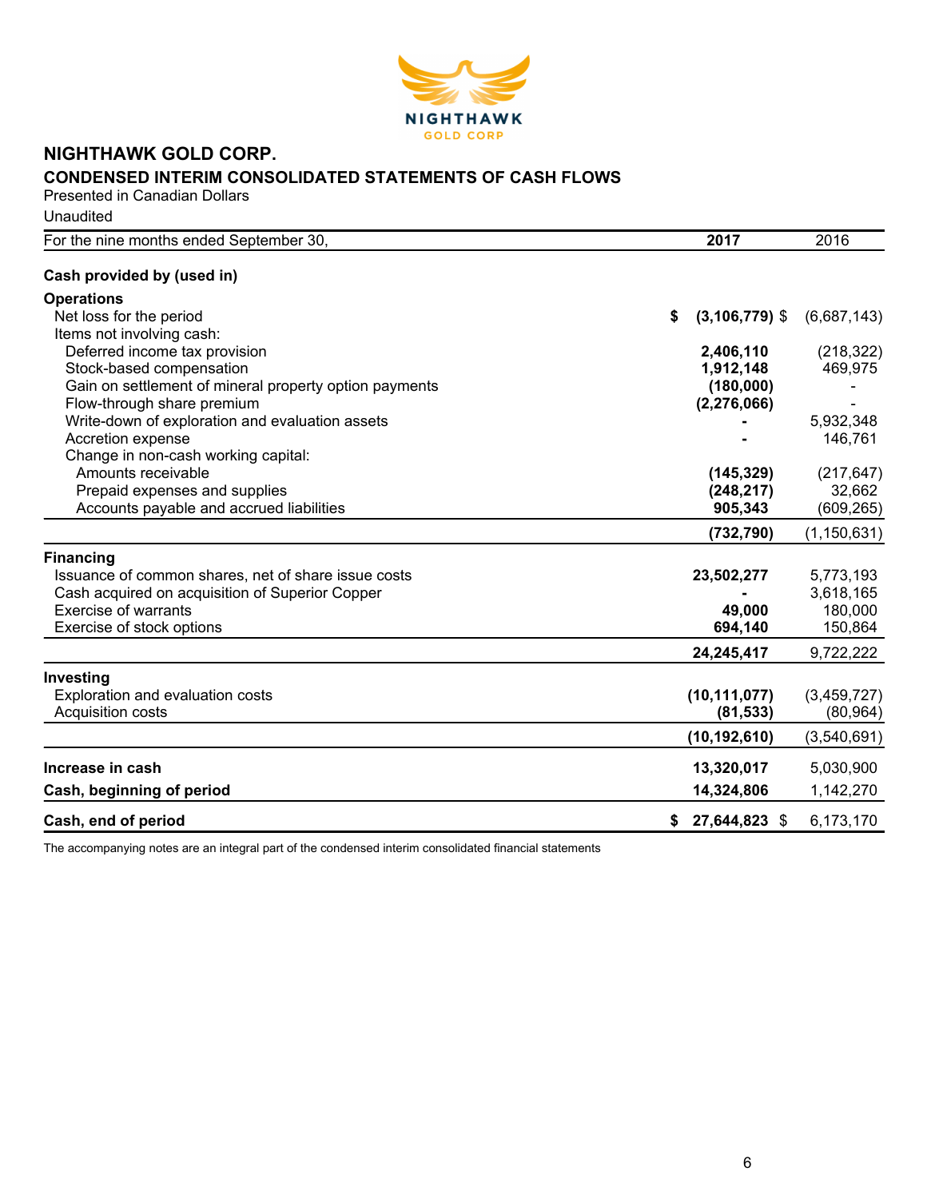# NIGHTHAWK GOLD CORP.

## CONDENSED INTERIM CONSOLIDATED STATEMENTS OF CASH FLOWS

Presented in Canadian Dollars

Unaudited

| For the nine months ended September 30, | 2017 | 2016 |
|---|---|---|
| **Cash provided by (used in)** | | |
| **Operations** | | |
| Net loss for the period | **$ (3,106,779)** | $ (6,687,143) |
| Items not involving cash: | | |
| Deferred income tax provision | **2,406,110** | (218,322) |
| Stock-based compensation | **1,912,148** | 469,975 |
| Gain on settlement of mineral property option payments | **(180,000)** | - |
| Flow-through share premium | **(2,276,066)** | - |
| Write-down of exploration and evaluation assets | **-** | 5,932,348 |
| Accretion expense | **-** | 146,761 |
| Change in non-cash working capital: | | |
| Amounts receivable | **(145,329)** | (217,647) |
| Prepaid expenses and supplies | **(248,217)** | 32,662 |
| Accounts payable and accrued liabilities | **905,343** | (609,265) |
| | **(732,790)** | (1,150,631) |
| **Financing** | | |
| Issuance of common shares, net of share issue costs | **23,502,277** | 5,773,193 |
| Cash acquired on acquisition of Superior Copper | **-** | 3,618,165 |
| Exercise of warrants | **49,000** | 180,000 |
| Exercise of stock options | **694,140** | 150,864 |
| | **24,245,417** | 9,722,222 |
| **Investing** | | |
| Exploration and evaluation costs | **(10,111,077)** | (3,459,727) |
| Acquisition costs | **(81,533)** | (80,964) |
| | **(10,192,610)** | (3,540,691) |
| **Increase in cash** | **13,320,017** | 5,030,900 |
| **Cash, beginning of period** | **14,324,806** | 1,142,270 |
| **Cash, end of period** | **$ 27,644,823** | $ 6,173,170 |

The accompanying notes are an integral part of the condensed interim consolidated financial statements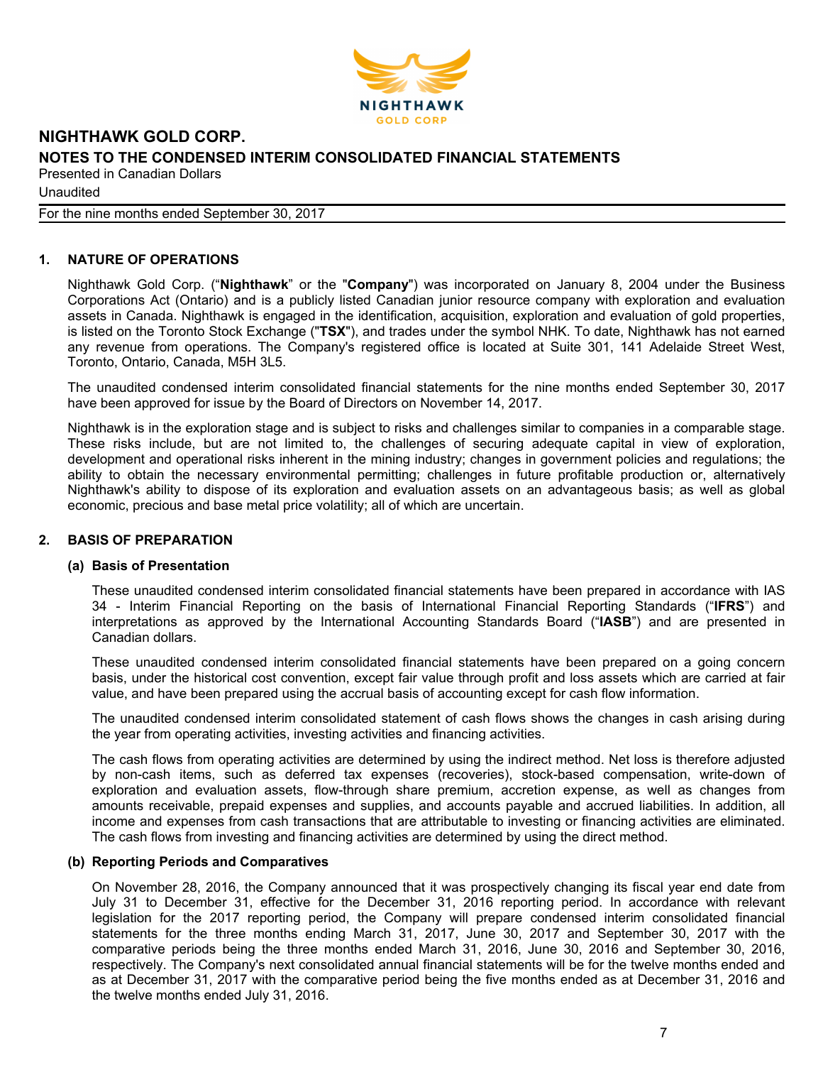# NIGHTHAWK GOLD CORP.

## NOTES TO THE CONDENSED INTERIM CONSOLIDATED FINANCIAL STATEMENTS

Presented in Canadian Dollars

Unaudited

For the nine months ended September 30, 2017

## 1. NATURE OF OPERATIONS

Nighthawk Gold Corp. ("**Nighthawk**" or the "**Company**") was incorporated on January 8, 2004 under the Business Corporations Act (Ontario) and is a publicly listed Canadian junior resource company with exploration and evaluation assets in Canada. Nighthawk is engaged in the identification, acquisition, exploration and evaluation of gold properties, is listed on the Toronto Stock Exchange ("**TSX**"), and trades under the symbol NHK. To date, Nighthawk has not earned any revenue from operations. The Company's registered office is located at Suite 301, 141 Adelaide Street West, Toronto, Ontario, Canada, M5H 3L5.

The unaudited condensed interim consolidated financial statements for the nine months ended September 30, 2017 have been approved for issue by the Board of Directors on November 14, 2017.

Nighthawk is in the exploration stage and is subject to risks and challenges similar to companies in a comparable stage. These risks include, but are not limited to, the challenges of securing adequate capital in view of exploration, development and operational risks inherent in the mining industry; changes in government policies and regulations; the ability to obtain the necessary environmental permitting; challenges in future profitable production or, alternatively Nighthawk's ability to dispose of its exploration and evaluation assets on an advantageous basis; as well as global economic, precious and base metal price volatility; all of which are uncertain.

## 2. BASIS OF PREPARATION

### (a) Basis of Presentation

These unaudited condensed interim consolidated financial statements have been prepared in accordance with IAS 34 - Interim Financial Reporting on the basis of International Financial Reporting Standards ("**IFRS**") and interpretations as approved by the International Accounting Standards Board ("**IASB**") and are presented in Canadian dollars.

These unaudited condensed interim consolidated financial statements have been prepared on a going concern basis, under the historical cost convention, except fair value through profit and loss assets which are carried at fair value, and have been prepared using the accrual basis of accounting except for cash flow information.

The unaudited condensed interim consolidated statement of cash flows shows the changes in cash arising during the year from operating activities, investing activities and financing activities.

The cash flows from operating activities are determined by using the indirect method. Net loss is therefore adjusted by non-cash items, such as deferred tax expenses (recoveries), stock-based compensation, write-down of exploration and evaluation assets, flow-through share premium, accretion expense, as well as changes from amounts receivable, prepaid expenses and supplies, and accounts payable and accrued liabilities. In addition, all income and expenses from cash transactions that are attributable to investing or financing activities are eliminated. The cash flows from investing and financing activities are determined by using the direct method.

### (b) Reporting Periods and Comparatives

On November 28, 2016, the Company announced that it was prospectively changing its fiscal year end date from July 31 to December 31, effective for the December 31, 2016 reporting period. In accordance with relevant legislation for the 2017 reporting period, the Company will prepare condensed interim consolidated financial statements for the three months ending March 31, 2017, June 30, 2017 and September 30, 2017 with the comparative periods being the three months ended March 31, 2016, June 30, 2016 and September 30, 2016, respectively. The Company's next consolidated annual financial statements will be for the twelve months ended and as at December 31, 2017 with the comparative period being the five months ended as at December 31, 2016 and the twelve months ended July 31, 2016.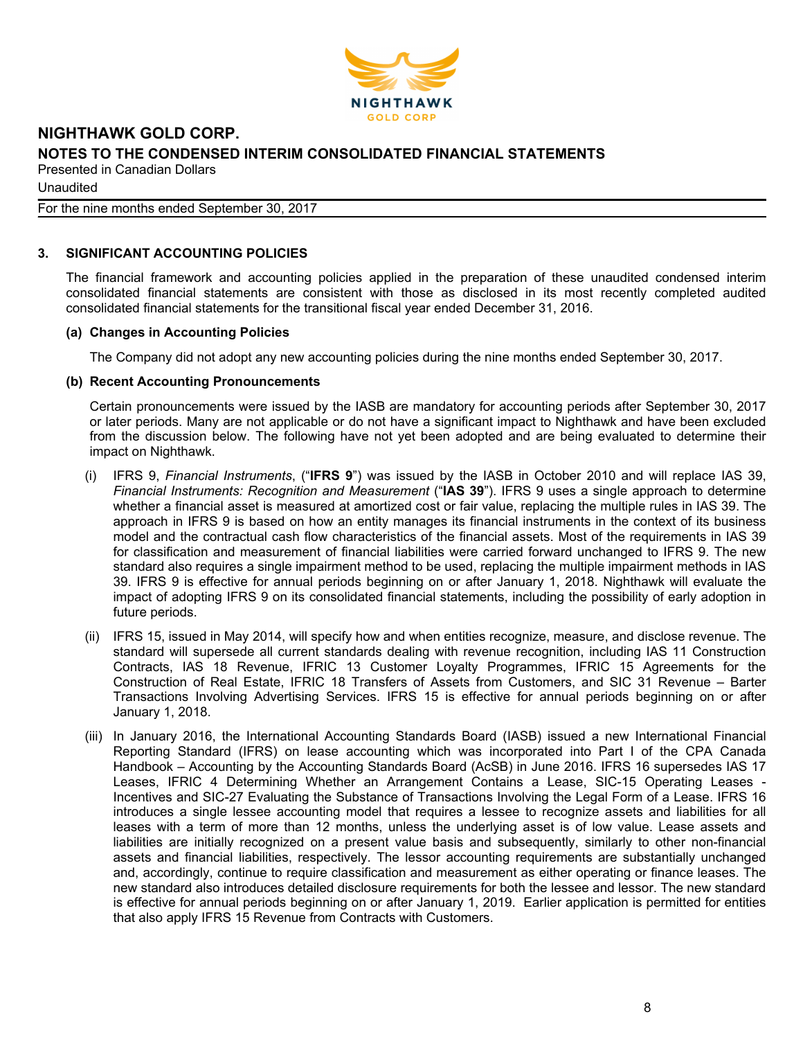# NIGHTHAWK GOLD CORP.

## NOTES TO THE CONDENSED INTERIM CONSOLIDATED FINANCIAL STATEMENTS

Presented in Canadian Dollars

Unaudited

For the nine months ended September 30, 2017

## 3. SIGNIFICANT ACCOUNTING POLICIES

The financial framework and accounting policies applied in the preparation of these unaudited condensed interim consolidated financial statements are consistent with those as disclosed in its most recently completed audited consolidated financial statements for the transitional fiscal year ended December 31, 2016.

### (a) Changes in Accounting Policies

The Company did not adopt any new accounting policies during the nine months ended September 30, 2017.

### (b) Recent Accounting Pronouncements

Certain pronouncements were issued by the IASB are mandatory for accounting periods after September 30, 2017 or later periods. Many are not applicable or do not have a significant impact to Nighthawk and have been excluded from the discussion below. The following have not yet been adopted and are being evaluated to determine their impact on Nighthawk.

(i) IFRS 9, *Financial Instruments*, ("**IFRS 9**") was issued by the IASB in October 2010 and will replace IAS 39, *Financial Instruments: Recognition and Measurement* ("**IAS 39**"). IFRS 9 uses a single approach to determine whether a financial asset is measured at amortized cost or fair value, replacing the multiple rules in IAS 39. The approach in IFRS 9 is based on how an entity manages its financial instruments in the context of its business model and the contractual cash flow characteristics of the financial assets. Most of the requirements in IAS 39 for classification and measurement of financial liabilities were carried forward unchanged to IFRS 9. The new standard also requires a single impairment method to be used, replacing the multiple impairment methods in IAS 39. IFRS 9 is effective for annual periods beginning on or after January 1, 2018. Nighthawk will evaluate the impact of adopting IFRS 9 on its consolidated financial statements, including the possibility of early adoption in future periods.

(ii) IFRS 15, issued in May 2014, will specify how and when entities recognize, measure, and disclose revenue. The standard will supersede all current standards dealing with revenue recognition, including IAS 11 Construction Contracts, IAS 18 Revenue, IFRIC 13 Customer Loyalty Programmes, IFRIC 15 Agreements for the Construction of Real Estate, IFRIC 18 Transfers of Assets from Customers, and SIC 31 Revenue – Barter Transactions Involving Advertising Services. IFRS 15 is effective for annual periods beginning on or after January 1, 2018.

(iii) In January 2016, the International Accounting Standards Board (IASB) issued a new International Financial Reporting Standard (IFRS) on lease accounting which was incorporated into Part I of the CPA Canada Handbook – Accounting by the Accounting Standards Board (AcSB) in June 2016. IFRS 16 supersedes IAS 17 Leases, IFRIC 4 Determining Whether an Arrangement Contains a Lease, SIC-15 Operating Leases - Incentives and SIC-27 Evaluating the Substance of Transactions Involving the Legal Form of a Lease. IFRS 16 introduces a single lessee accounting model that requires a lessee to recognize assets and liabilities for all leases with a term of more than 12 months, unless the underlying asset is of low value. Lease assets and liabilities are initially recognized on a present value basis and subsequently, similarly to other non-financial assets and financial liabilities, respectively. The lessor accounting requirements are substantially unchanged and, accordingly, continue to require classification and measurement as either operating or finance leases. The new standard also introduces detailed disclosure requirements for both the lessee and lessor. The new standard is effective for annual periods beginning on or after January 1, 2019. Earlier application is permitted for entities that also apply IFRS 15 Revenue from Contracts with Customers.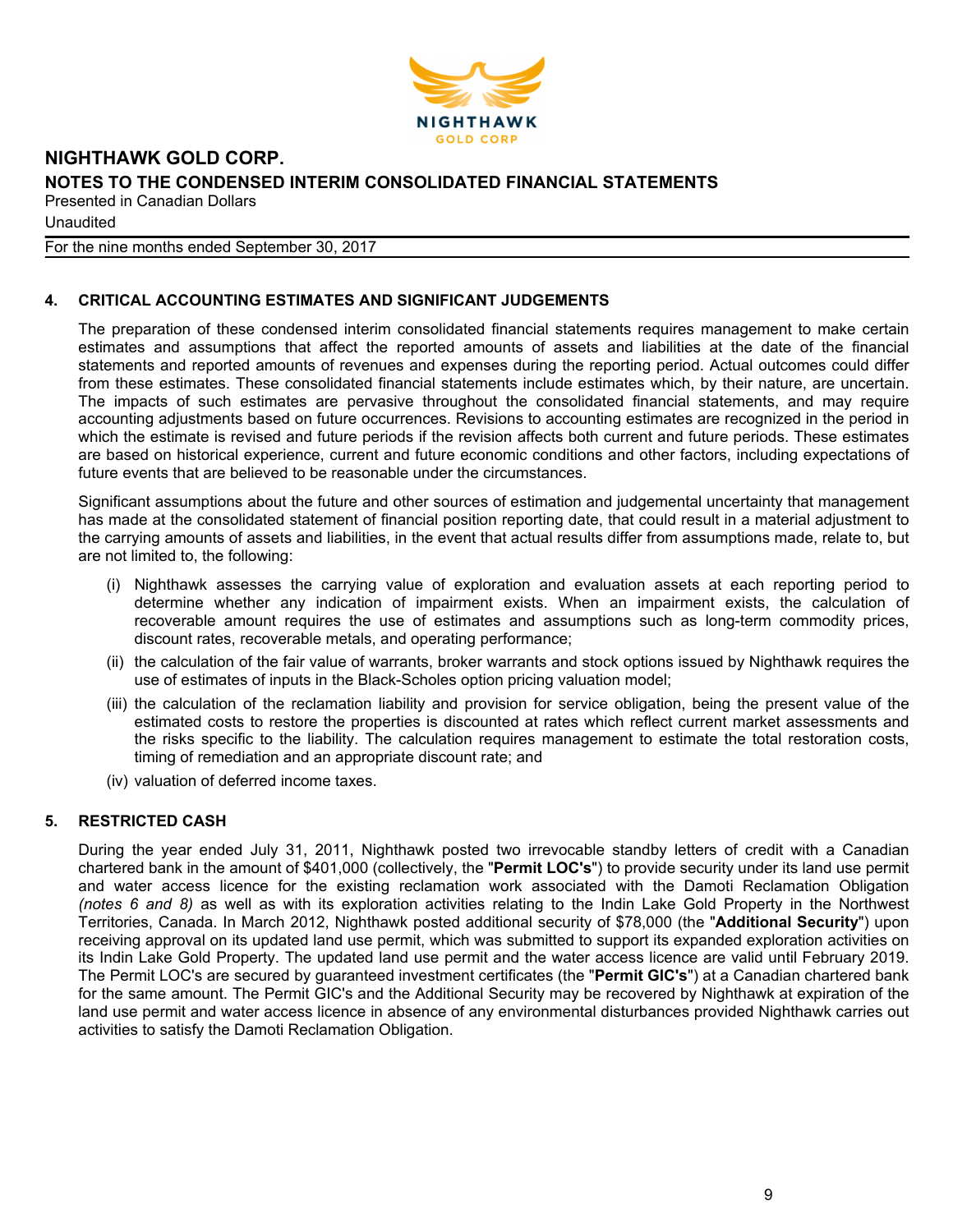## 4. CRITICAL ACCOUNTING ESTIMATES AND SIGNIFICANT JUDGEMENTS

The preparation of these condensed interim consolidated financial statements requires management to make certain estimates and assumptions that affect the reported amounts of assets and liabilities at the date of the financial statements and reported amounts of revenues and expenses during the reporting period. Actual outcomes could differ from these estimates. These consolidated financial statements include estimates which, by their nature, are uncertain. The impacts of such estimates are pervasive throughout the consolidated financial statements, and may require accounting adjustments based on future occurrences. Revisions to accounting estimates are recognized in the period in which the estimate is revised and future periods if the revision affects both current and future periods. These estimates are based on historical experience, current and future economic conditions and other factors, including expectations of future events that are believed to be reasonable under the circumstances.

Significant assumptions about the future and other sources of estimation and judgemental uncertainty that management has made at the consolidated statement of financial position reporting date, that could result in a material adjustment to the carrying amounts of assets and liabilities, in the event that actual results differ from assumptions made, relate to, but are not limited to, the following:

(i) Nighthawk assesses the carrying value of exploration and evaluation assets at each reporting period to determine whether any indication of impairment exists. When an impairment exists, the calculation of recoverable amount requires the use of estimates and assumptions such as long-term commodity prices, discount rates, recoverable metals, and operating performance;

(ii) the calculation of the fair value of warrants, broker warrants and stock options issued by Nighthawk requires the use of estimates of inputs in the Black-Scholes option pricing valuation model;

(iii) the calculation of the reclamation liability and provision for service obligation, being the present value of the estimated costs to restore the properties is discounted at rates which reflect current market assessments and the risks specific to the liability. The calculation requires management to estimate the total restoration costs, timing of remediation and an appropriate discount rate; and

(iv) valuation of deferred income taxes.

## 5. RESTRICTED CASH

During the year ended July 31, 2011, Nighthawk posted two irrevocable standby letters of credit with a Canadian chartered bank in the amount of $401,000 (collectively, the "**Permit LOC's**") to provide security under its land use permit and water access licence for the existing reclamation work associated with the Damoti Reclamation Obligation *(notes 6 and 8)* as well as with its exploration activities relating to the Indin Lake Gold Property in the Northwest Territories, Canada. In March 2012, Nighthawk posted additional security of $78,000 (the "**Additional Security**") upon receiving approval on its updated land use permit, which was submitted to support its expanded exploration activities on its Indin Lake Gold Property. The updated land use permit and the water access licence are valid until February 2019. The Permit LOC's are secured by guaranteed investment certificates (the "**Permit GIC's**") at a Canadian chartered bank for the same amount. The Permit GIC's and the Additional Security may be recovered by Nighthawk at expiration of the land use permit and water access licence in absence of any environmental disturbances provided Nighthawk carries out activities to satisfy the Damoti Reclamation Obligation.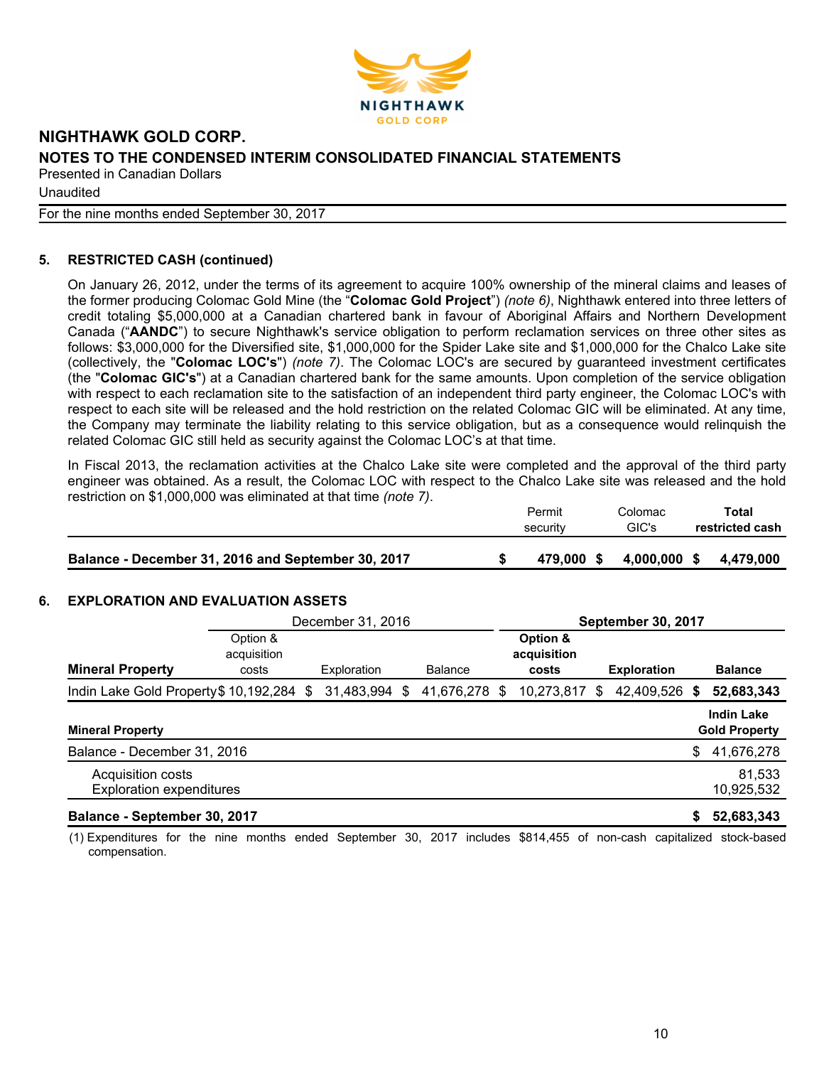## 5. RESTRICTED CASH (continued)

On January 26, 2012, under the terms of its agreement to acquire 100% ownership of the mineral claims and leases of the former producing Colomac Gold Mine (the "**Colomac Gold Project**") *(note 6)*, Nighthawk entered into three letters of credit totaling $5,000,000 at a Canadian chartered bank in favour of Aboriginal Affairs and Northern Development Canada ("**AANDC**") to secure Nighthawk's service obligation to perform reclamation services on three other sites as follows: $3,000,000 for the Diversified site, $1,000,000 for the Spider Lake site and $1,000,000 for the Chalco Lake site (collectively, the "**Colomac LOC's**") *(note 7)*. The Colomac LOC's are secured by guaranteed investment certificates (the "**Colomac GIC's**") at a Canadian chartered bank for the same amounts. Upon completion of the service obligation with respect to each reclamation site to the satisfaction of an independent third party engineer, the Colomac LOC's with respect to each site will be released and the hold restriction on the related Colomac GIC will be eliminated. At any time, the Company may terminate the liability relating to this service obligation, but as a consequence would relinquish the related Colomac GIC still held as security against the Colomac LOC's at that time.

In Fiscal 2013, the reclamation activities at the Chalco Lake site were completed and the approval of the third party engineer was obtained. As a result, the Colomac LOC with respect to the Chalco Lake site was released and the hold restriction on $1,000,000 was eliminated at that time *(note 7)*.

| | Permit security | Colomac GIC's | **Total restricted cash** |
|---|---|---|---|
| **Balance - December 31, 2016 and September 30, 2017** | **$ 479,000** | **$ 4,000,000** | **$ 4,479,000** |

## 6. EXPLORATION AND EVALUATION ASSETS

| | December 31, 2016 | | | **September 30, 2017** | | |
|---|---|---|---|---|---|---|
| **Mineral Property** | Option & acquisition costs | Exploration | Balance | **Option & acquisition costs** | **Exploration** | **Balance** |
| Indin Lake Gold Property | $ 10,192,284 | $ 31,483,994 | $ 41,676,278 | $ 10,273,817 | $ 42,409,526 | **$ 52,683,343** |

| **Mineral Property** | **Indin Lake Gold Property** |
|---|---|
| Balance - December 31, 2016 | $ 41,676,278 |
| Acquisition costs | 81,533 |
| Exploration expenditures | 10,925,532 |
| **Balance - September 30, 2017** | **$ 52,683,343** |

(1) Expenditures for the nine months ended September 30, 2017 includes $814,455 of non-cash capitalized stock-based compensation.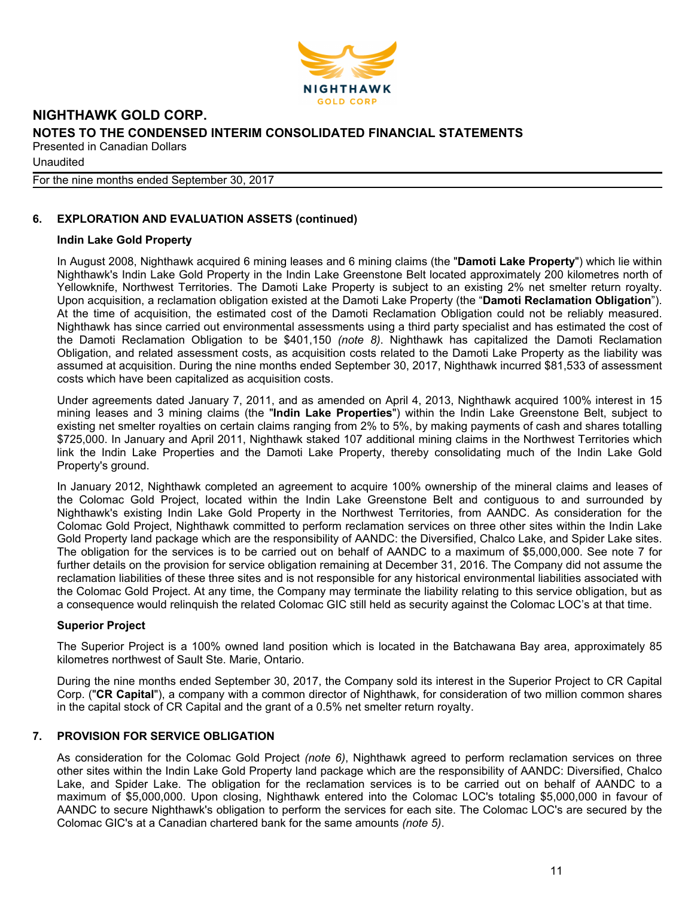## 6. EXPLORATION AND EVALUATION ASSETS (continued)

### Indin Lake Gold Property

In August 2008, Nighthawk acquired 6 mining leases and 6 mining claims (the "**Damoti Lake Property**") which lie within Nighthawk's Indin Lake Gold Property in the Indin Lake Greenstone Belt located approximately 200 kilometres north of Yellowknife, Northwest Territories. The Damoti Lake Property is subject to an existing 2% net smelter return royalty. Upon acquisition, a reclamation obligation existed at the Damoti Lake Property (the "**Damoti Reclamation Obligation**"). At the time of acquisition, the estimated cost of the Damoti Reclamation Obligation could not be reliably measured. Nighthawk has since carried out environmental assessments using a third party specialist and has estimated the cost of the Damoti Reclamation Obligation to be $401,150 *(note 8)*. Nighthawk has capitalized the Damoti Reclamation Obligation, and related assessment costs, as acquisition costs related to the Damoti Lake Property as the liability was assumed at acquisition. During the nine months ended September 30, 2017, Nighthawk incurred $81,533 of assessment costs which have been capitalized as acquisition costs.

Under agreements dated January 7, 2011, and as amended on April 4, 2013, Nighthawk acquired 100% interest in 15 mining leases and 3 mining claims (the "**Indin Lake Properties**") within the Indin Lake Greenstone Belt, subject to existing net smelter royalties on certain claims ranging from 2% to 5%, by making payments of cash and shares totalling $725,000. In January and April 2011, Nighthawk staked 107 additional mining claims in the Northwest Territories which link the Indin Lake Properties and the Damoti Lake Property, thereby consolidating much of the Indin Lake Gold Property's ground.

In January 2012, Nighthawk completed an agreement to acquire 100% ownership of the mineral claims and leases of the Colomac Gold Project, located within the Indin Lake Greenstone Belt and contiguous to and surrounded by Nighthawk's existing Indin Lake Gold Property in the Northwest Territories, from AANDC. As consideration for the Colomac Gold Project, Nighthawk committed to perform reclamation services on three other sites within the Indin Lake Gold Property land package which are the responsibility of AANDC: the Diversified, Chalco Lake, and Spider Lake sites. The obligation for the services is to be carried out on behalf of AANDC to a maximum of $5,000,000. See note 7 for further details on the provision for service obligation remaining at December 31, 2016. The Company did not assume the reclamation liabilities of these three sites and is not responsible for any historical environmental liabilities associated with the Colomac Gold Project. At any time, the Company may terminate the liability relating to this service obligation, but as a consequence would relinquish the related Colomac GIC still held as security against the Colomac LOC's at that time.

### Superior Project

The Superior Project is a 100% owned land position which is located in the Batchawana Bay area, approximately 85 kilometres northwest of Sault Ste. Marie, Ontario.

During the nine months ended September 30, 2017, the Company sold its interest in the Superior Project to CR Capital Corp. ("**CR Capital**"), a company with a common director of Nighthawk, for consideration of two million common shares in the capital stock of CR Capital and the grant of a 0.5% net smelter return royalty.

## 7. PROVISION FOR SERVICE OBLIGATION

As consideration for the Colomac Gold Project *(note 6)*, Nighthawk agreed to perform reclamation services on three other sites within the Indin Lake Gold Property land package which are the responsibility of AANDC: Diversified, Chalco Lake, and Spider Lake. The obligation for the reclamation services is to be carried out on behalf of AANDC to a maximum of $5,000,000. Upon closing, Nighthawk entered into the Colomac LOC's totaling $5,000,000 in favour of AANDC to secure Nighthawk's obligation to perform the services for each site. The Colomac LOC's are secured by the Colomac GIC's at a Canadian chartered bank for the same amounts *(note 5)*.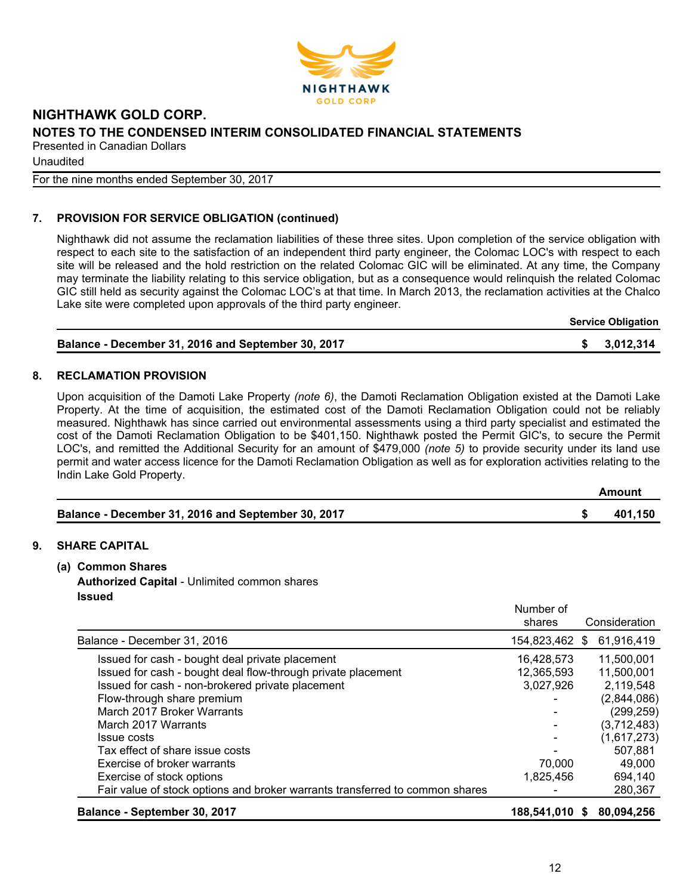# NIGHTHAWK GOLD CORP.

## NOTES TO THE CONDENSED INTERIM CONSOLIDATED FINANCIAL STATEMENTS

Presented in Canadian Dollars

Unaudited

For the nine months ended September 30, 2017

### 7. PROVISION FOR SERVICE OBLIGATION (continued)

Nighthawk did not assume the reclamation liabilities of these three sites. Upon completion of the service obligation with respect to each site to the satisfaction of an independent third party engineer, the Colomac LOC's with respect to each site will be released and the hold restriction on the related Colomac GIC will be eliminated. At any time, the Company may terminate the liability relating to this service obligation, but as a consequence would relinquish the related Colomac GIC still held as security against the Colomac LOC's at that time. In March 2013, the reclamation activities at the Chalco Lake site were completed upon approvals of the third party engineer.

| | Service Obligation |
|---|---|
| **Balance - December 31, 2016 and September 30, 2017** | **$ 3,012,314** |

### 8. RECLAMATION PROVISION

Upon acquisition of the Damoti Lake Property *(note 6)*, the Damoti Reclamation Obligation existed at the Damoti Lake Property. At the time of acquisition, the estimated cost of the Damoti Reclamation Obligation could not be reliably measured. Nighthawk has since carried out environmental assessments using a third party specialist and estimated the cost of the Damoti Reclamation Obligation to be $401,150. Nighthawk posted the Permit GIC's, to secure the Permit LOC's, and remitted the Additional Security for an amount of $479,000 *(note 5)* to provide security under its land use permit and water access licence for the Damoti Reclamation Obligation as well as for exploration activities relating to the Indin Lake Gold Property.

| | Amount |
|---|---|
| **Balance - December 31, 2016 and September 30, 2017** | **$ 401,150** |

### 9. SHARE CAPITAL

**(a) Common Shares**

**Authorized Capital** - Unlimited common shares

**Issued**

| | Number of shares | Consideration |
|---|---|---|
| Balance - December 31, 2016 | 154,823,462 | $ 61,916,419 |
| Issued for cash - bought deal private placement | 16,428,573 | 11,500,001 |
| Issued for cash - bought deal flow-through private placement | 12,365,593 | 11,500,001 |
| Issued for cash - non-brokered private placement | 3,027,926 | 2,119,548 |
| Flow-through share premium | - | (2,844,086) |
| March 2017 Broker Warrants | - | (299,259) |
| March 2017 Warrants | - | (3,712,483) |
| Issue costs | - | (1,617,273) |
| Tax effect of share issue costs | - | 507,881 |
| Exercise of broker warrants | 70,000 | 49,000 |
| Exercise of stock options | 1,825,456 | 694,140 |
| Fair value of stock options and broker warrants transferred to common shares | - | 280,367 |
| **Balance - September 30, 2017** | **188,541,010** | **$ 80,094,256** |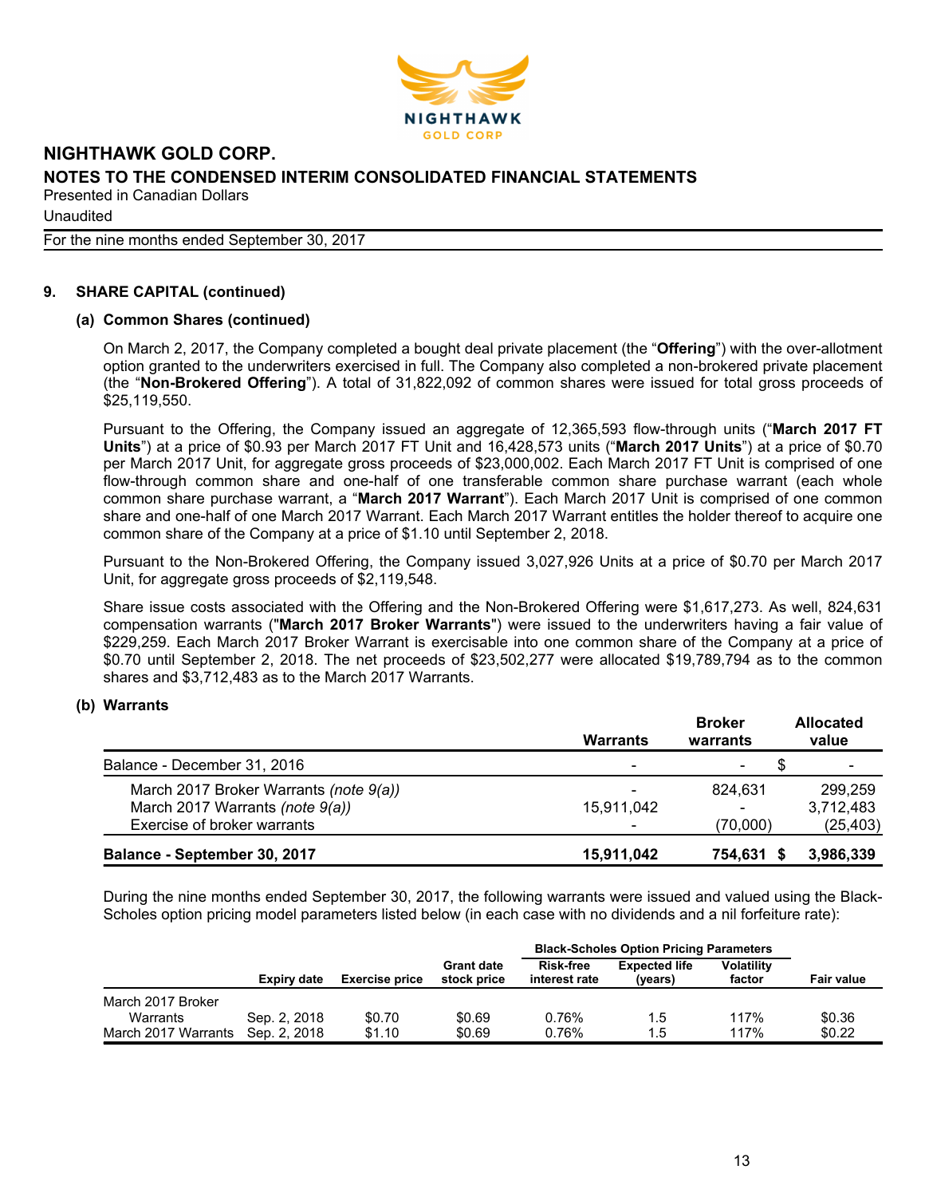# NIGHTHAWK GOLD CORP.

## NOTES TO THE CONDENSED INTERIM CONSOLIDATED FINANCIAL STATEMENTS

Presented in Canadian Dollars

Unaudited

For the nine months ended September 30, 2017

### 9. SHARE CAPITAL (continued)

#### (a) Common Shares (continued)

On March 2, 2017, the Company completed a bought deal private placement (the "**Offering**") with the over-allotment option granted to the underwriters exercised in full. The Company also completed a non-brokered private placement (the "**Non-Brokered Offering**"). A total of 31,822,092 of common shares were issued for total gross proceeds of $25,119,550.

Pursuant to the Offering, the Company issued an aggregate of 12,365,593 flow-through units ("**March 2017 FT Units**") at a price of $0.93 per March 2017 FT Unit and 16,428,573 units ("**March 2017 Units**") at a price of $0.70 per March 2017 Unit, for aggregate gross proceeds of $23,000,002. Each March 2017 FT Unit is comprised of one flow-through common share and one-half of one transferable common share purchase warrant (each whole common share purchase warrant, a "**March 2017 Warrant**"). Each March 2017 Unit is comprised of one common share and one-half of one March 2017 Warrant. Each March 2017 Warrant entitles the holder thereof to acquire one common share of the Company at a price of $1.10 until September 2, 2018.

Pursuant to the Non-Brokered Offering, the Company issued 3,027,926 Units at a price of $0.70 per March 2017 Unit, for aggregate gross proceeds of $2,119,548.

Share issue costs associated with the Offering and the Non-Brokered Offering were $1,617,273. As well, 824,631 compensation warrants ("**March 2017 Broker Warrants**") were issued to the underwriters having a fair value of $229,259. Each March 2017 Broker Warrant is exercisable into one common share of the Company at a price of $0.70 until September 2, 2018. The net proceeds of $23,502,277 were allocated $19,789,794 as to the common shares and $3,712,483 as to the March 2017 Warrants.

#### (b) Warrants

| | Warrants | Broker warrants | Allocated value |
|---|---|---|---|
| Balance - December 31, 2016 | - | - | $ - |
| March 2017 Broker Warrants *(note 9(a))* | - | 824,631 | 299,259 |
| March 2017 Warrants *(note 9(a))* | 15,911,042 | - | 3,712,483 |
| Exercise of broker warrants | - | (70,000) | (25,403) |
| **Balance - September 30, 2017** | **15,911,042** | **754,631** | **$ 3,986,339** |

During the nine months ended September 30, 2017, the following warrants were issued and valued using the Black-Scholes option pricing model parameters listed below (in each case with no dividends and a nil forfeiture rate):

| | | | | Black-Scholes Option Pricing Parameters | | | |
|---|---|---|---|---|---|---|---|
| | Expiry date | Exercise price | Grant date stock price | Risk-free interest rate | Expected life (years) | Volatility factor | Fair value |
| March 2017 Broker Warrants | Sep. 2, 2018 | $0.70 | $0.69 | 0.76% | 1.5 | 117% | $0.36 |
| March 2017 Warrants | Sep. 2, 2018 | $1.10 | $0.69 | 0.76% | 1.5 | 117% | $0.22 |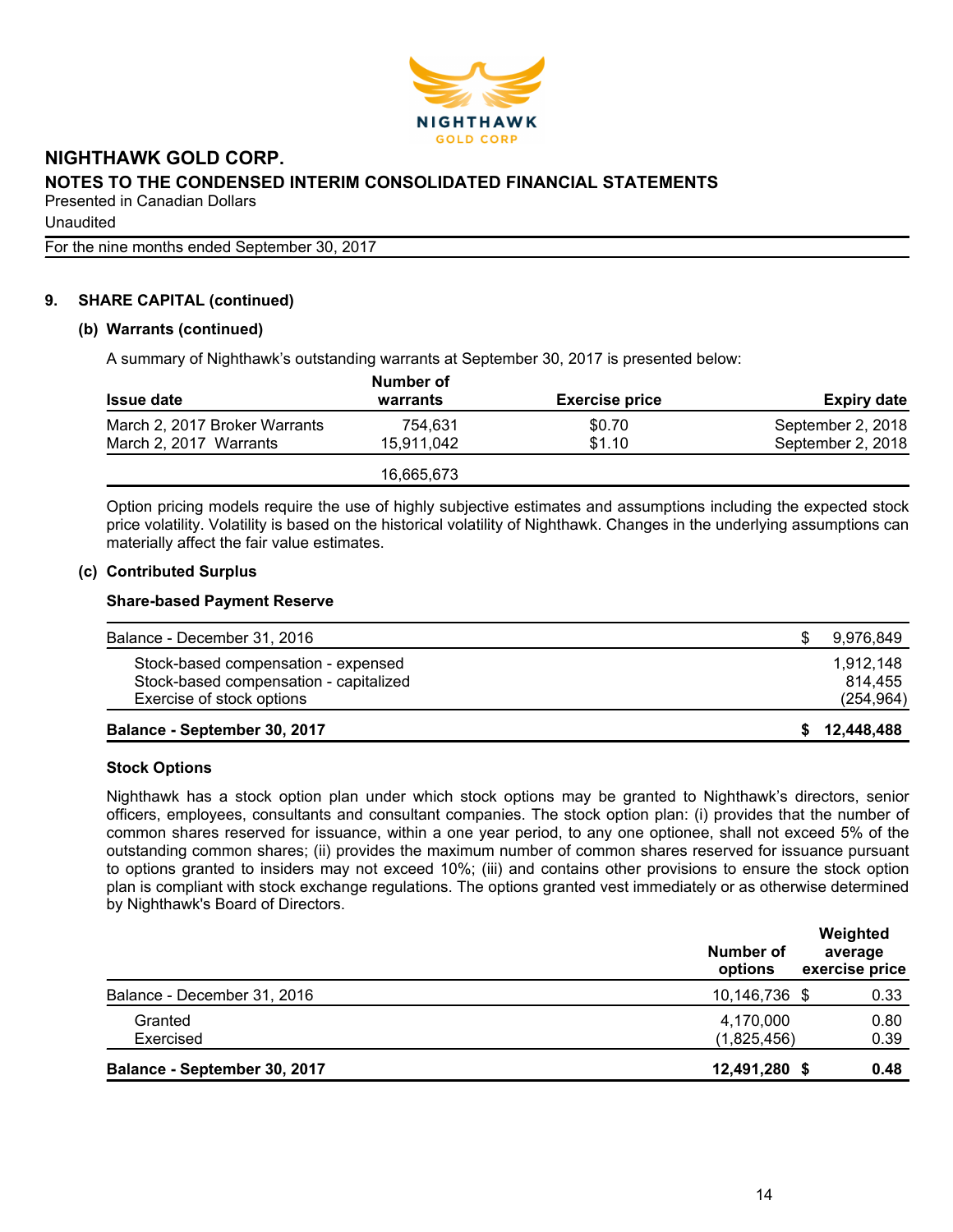# NIGHTHAWK GOLD CORP.

## NOTES TO THE CONDENSED INTERIM CONSOLIDATED FINANCIAL STATEMENTS

Presented in Canadian Dollars

Unaudited

For the nine months ended September 30, 2017

### 9. SHARE CAPITAL (continued)

#### (b) Warrants (continued)

A summary of Nighthawk's outstanding warrants at September 30, 2017 is presented below:

| Issue date | Number of warrants | Exercise price | Expiry date |
|---|---|---|---|
| March 2, 2017 Broker Warrants | 754,631 | $0.70 | September 2, 2018 |
| March 2, 2017 Warrants | 15,911,042 | $1.10 | September 2, 2018 |
| | 16,665,673 | | |

Option pricing models require the use of highly subjective estimates and assumptions including the expected stock price volatility. Volatility is based on the historical volatility of Nighthawk. Changes in the underlying assumptions can materially affect the fair value estimates.

#### (c) Contributed Surplus

**Share-based Payment Reserve**

| | |
|---|---|
| Balance - December 31, 2016 | $ 9,976,849 |
| Stock-based compensation - expensed | 1,912,148 |
| Stock-based compensation - capitalized | 814,455 |
| Exercise of stock options | (254,964) |
| **Balance - September 30, 2017** | **$ 12,448,488** |

**Stock Options**

Nighthawk has a stock option plan under which stock options may be granted to Nighthawk's directors, senior officers, employees, consultants and consultant companies. The stock option plan: (i) provides that the number of common shares reserved for issuance, within a one year period, to any one optionee, shall not exceed 5% of the outstanding common shares; (ii) provides the maximum number of common shares reserved for issuance pursuant to options granted to insiders may not exceed 10%; (iii) and contains other provisions to ensure the stock option plan is compliant with stock exchange regulations. The options granted vest immediately or as otherwise determined by Nighthawk's Board of Directors.

| | Number of options | Weighted average exercise price |
|---|---|---|
| Balance - December 31, 2016 | 10,146,736 | $ 0.33 |
| Granted | 4,170,000 | 0.80 |
| Exercised | (1,825,456) | 0.39 |
| **Balance - September 30, 2017** | **12,491,280** | **$ 0.48** |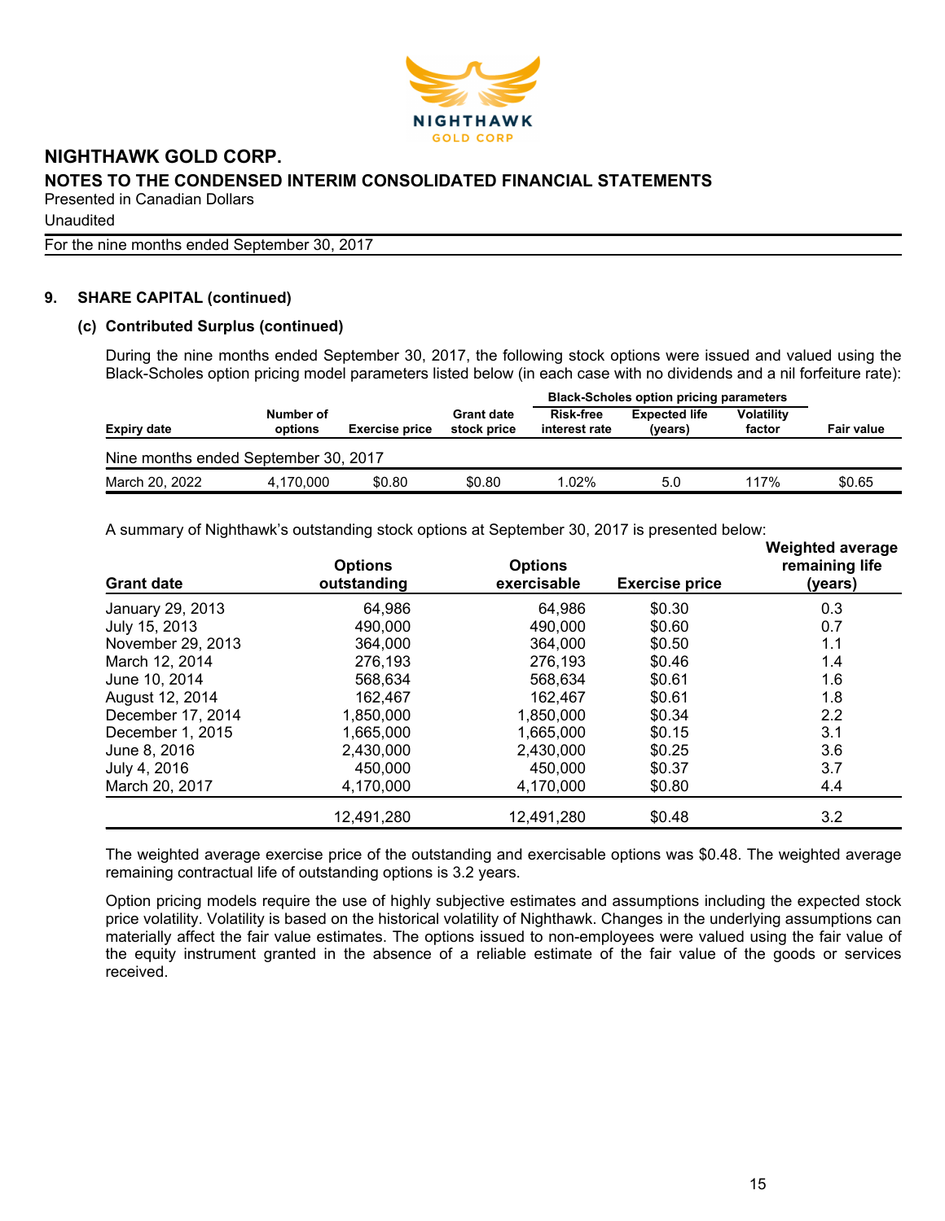# NIGHTHAWK GOLD CORP.

## NOTES TO THE CONDENSED INTERIM CONSOLIDATED FINANCIAL STATEMENTS

Presented in Canadian Dollars

Unaudited

For the nine months ended September 30, 2017

### 9. SHARE CAPITAL (continued)

#### (c) Contributed Surplus (continued)

During the nine months ended September 30, 2017, the following stock options were issued and valued using the Black-Scholes option pricing model parameters listed below (in each case with no dividends and a nil forfeiture rate):

| | | | | Black-Scholes option pricing parameters | | | |
|---|---|---|---|---|---|---|---|
| Expiry date | Number of options | Exercise price | Grant date stock price | Risk-free interest rate | Expected life (years) | Volatility factor | Fair value |
| Nine months ended September 30, 2017 | | | | | | | |
| March 20, 2022 | 4,170,000 | $0.80 | $0.80 | 1.02% | 5.0 | 117% | $0.65 |

A summary of Nighthawk's outstanding stock options at September 30, 2017 is presented below:

| Grant date | Options outstanding | Options exercisable | Exercise price | Weighted average remaining life (years) |
|---|---|---|---|---|
| January 29, 2013 | 64,986 | 64,986 | $0.30 | 0.3 |
| July 15, 2013 | 490,000 | 490,000 | $0.60 | 0.7 |
| November 29, 2013 | 364,000 | 364,000 | $0.50 | 1.1 |
| March 12, 2014 | 276,193 | 276,193 | $0.46 | 1.4 |
| June 10, 2014 | 568,634 | 568,634 | $0.61 | 1.6 |
| August 12, 2014 | 162,467 | 162,467 | $0.61 | 1.8 |
| December 17, 2014 | 1,850,000 | 1,850,000 | $0.34 | 2.2 |
| December 1, 2015 | 1,665,000 | 1,665,000 | $0.15 | 3.1 |
| June 8, 2016 | 2,430,000 | 2,430,000 | $0.25 | 3.6 |
| July 4, 2016 | 450,000 | 450,000 | $0.37 | 3.7 |
| March 20, 2017 | 4,170,000 | 4,170,000 | $0.80 | 4.4 |
| | 12,491,280 | 12,491,280 | $0.48 | 3.2 |

The weighted average exercise price of the outstanding and exercisable options was $0.48. The weighted average remaining contractual life of outstanding options is 3.2 years.

Option pricing models require the use of highly subjective estimates and assumptions including the expected stock price volatility. Volatility is based on the historical volatility of Nighthawk. Changes in the underlying assumptions can materially affect the fair value estimates. The options issued to non-employees were valued using the fair value of the equity instrument granted in the absence of a reliable estimate of the fair value of the goods or services received.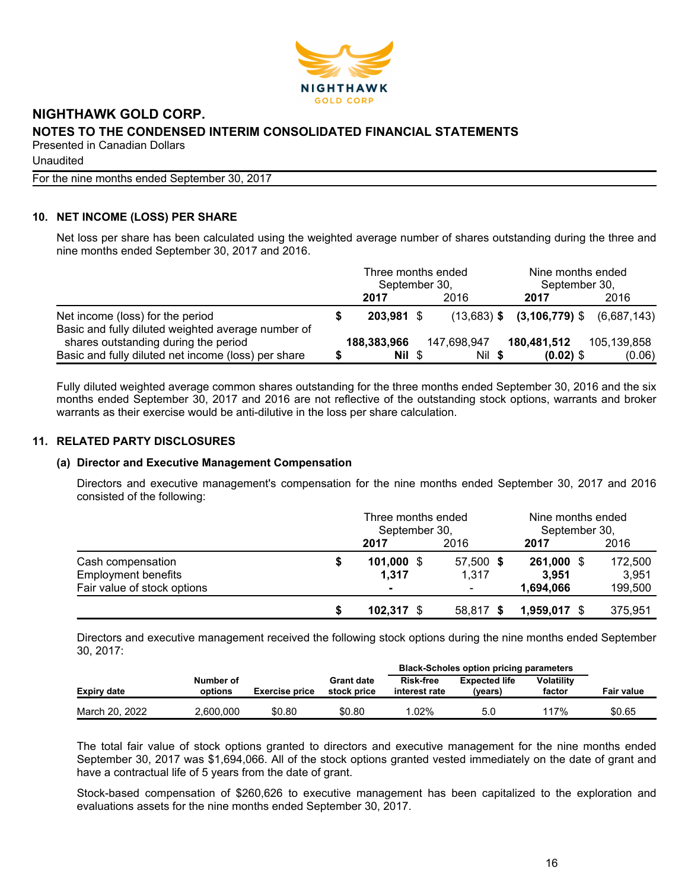# NIGHTHAWK GOLD CORP.

## NOTES TO THE CONDENSED INTERIM CONSOLIDATED FINANCIAL STATEMENTS

Presented in Canadian Dollars

Unaudited

For the nine months ended September 30, 2017

### 10. NET INCOME (LOSS) PER SHARE

Net loss per share has been calculated using the weighted average number of shares outstanding during the three and nine months ended September 30, 2017 and 2016.

| | Three months ended September 30, | | Nine months ended September 30, | |
|---|---|---|---|---|
| | **2017** | 2016 | **2017** | 2016 |
| Net income (loss) for the period | **$ 203,981** | $ (13,683) | **$ (3,106,779)** | $ (6,687,143) |
| Basic and fully diluted weighted average number of shares outstanding during the period | **188,383,966** | 147,698,947 | **180,481,512** | 105,139,858 |
| Basic and fully diluted net income (loss) per share | **$ Nil** | $ Nil | **$ (0.02)** | $ (0.06) |

Fully diluted weighted average common shares outstanding for the three months ended September 30, 2016 and the six months ended September 30, 2017 and 2016 are not reflective of the outstanding stock options, warrants and broker warrants as their exercise would be anti-dilutive in the loss per share calculation.

### 11. RELATED PARTY DISCLOSURES

#### (a) Director and Executive Management Compensation

Directors and executive management's compensation for the nine months ended September 30, 2017 and 2016 consisted of the following:

| | Three months ended September 30, | | Nine months ended September 30, | |
|---|---|---|---|---|
| | **2017** | 2016 | **2017** | 2016 |
| Cash compensation | **$ 101,000** | $ 57,500 | **$ 261,000** | $ 172,500 |
| Employment benefits | **1,317** | 1,317 | **3,951** | 3,951 |
| Fair value of stock options | **-** | - | **1,694,066** | 199,500 |
| | **$ 102,317** | $ 58,817 | **$ 1,959,017** | $ 375,951 |

Directors and executive management received the following stock options during the nine months ended September 30, 2017:

| | | | | Black-Scholes option pricing parameters | | | |
|---|---|---|---|---|---|---|---|
| Expiry date | Number of options | Exercise price | Grant date stock price | Risk-free interest rate | Expected life (years) | Volatility factor | Fair value |
| March 20, 2022 | 2,600,000 | $0.80 | $0.80 | 1.02% | 5.0 | 117% | $0.65 |

The total fair value of stock options granted to directors and executive management for the nine months ended September 30, 2017 was $1,694,066. All of the stock options granted vested immediately on the date of grant and have a contractual life of 5 years from the date of grant.

Stock-based compensation of $260,626 to executive management has been capitalized to the exploration and evaluations assets for the nine months ended September 30, 2017.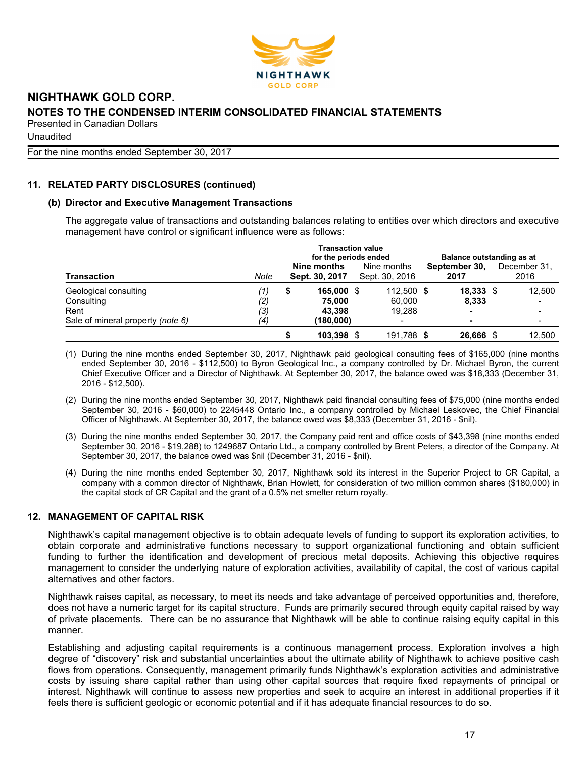## 11. RELATED PARTY DISCLOSURES (continued)

### (b) Director and Executive Management Transactions

The aggregate value of transactions and outstanding balances relating to entities over which directors and executive management have control or significant influence were as follows:

| | | Transaction value for the periods ended | | Balance outstanding as at | |
|---|---|---|---|---|---|
| **Transaction** | *Note* | **Nine months Sept. 30, 2017** | Nine months Sept. 30, 2016 | **September 30, 2017** | December 31, 2016 |
| Geological consulting | *(1)* | **$ 165,000** | $ 112,500 | **$ 18,333** | $ 12,500 |
| Consulting | *(2)* | **75,000** | 60,000 | **8,333** | - |
| Rent | *(3)* | **43,398** | 19,288 | **-** | - |
| Sale of mineral property *(note 6)* | *(4)* | **(180,000)** | - | **-** | - |
| | | **$ 103,398** | $ 191,788 | **$ 26,666** | $ 12,500 |

(1) During the nine months ended September 30, 2017, Nighthawk paid geological consulting fees of $165,000 (nine months ended September 30, 2016 - $112,500) to Byron Geological Inc., a company controlled by Dr. Michael Byron, the current Chief Executive Officer and a Director of Nighthawk. At September 30, 2017, the balance owed was $18,333 (December 31, 2016 - $12,500).

(2) During the nine months ended September 30, 2017, Nighthawk paid financial consulting fees of $75,000 (nine months ended September 30, 2016 - $60,000) to 2245448 Ontario Inc., a company controlled by Michael Leskovec, the Chief Financial Officer of Nighthawk. At September 30, 2017, the balance owed was $8,333 (December 31, 2016 - $nil).

(3) During the nine months ended September 30, 2017, the Company paid rent and office costs of $43,398 (nine months ended September 30, 2016 - $19,288) to 1249687 Ontario Ltd., a company controlled by Brent Peters, a director of the Company. At September 30, 2017, the balance owed was $nil (December 31, 2016 - $nil).

(4) During the nine months ended September 30, 2017, Nighthawk sold its interest in the Superior Project to CR Capital, a company with a common director of Nighthawk, Brian Howlett, for consideration of two million common shares ($180,000) in the capital stock of CR Capital and the grant of a 0.5% net smelter return royalty.

## 12. MANAGEMENT OF CAPITAL RISK

Nighthawk's capital management objective is to obtain adequate levels of funding to support its exploration activities, to obtain corporate and administrative functions necessary to support organizational functioning and obtain sufficient funding to further the identification and development of precious metal deposits. Achieving this objective requires management to consider the underlying nature of exploration activities, availability of capital, the cost of various capital alternatives and other factors.

Nighthawk raises capital, as necessary, to meet its needs and take advantage of perceived opportunities and, therefore, does not have a numeric target for its capital structure. Funds are primarily secured through equity capital raised by way of private placements. There can be no assurance that Nighthawk will be able to continue raising equity capital in this manner.

Establishing and adjusting capital requirements is a continuous management process. Exploration involves a high degree of "discovery" risk and substantial uncertainties about the ultimate ability of Nighthawk to achieve positive cash flows from operations. Consequently, management primarily funds Nighthawk's exploration activities and administrative costs by issuing share capital rather than using other capital sources that require fixed repayments of principal or interest. Nighthawk will continue to assess new properties and seek to acquire an interest in additional properties if it feels there is sufficient geologic or economic potential and if it has adequate financial resources to do so.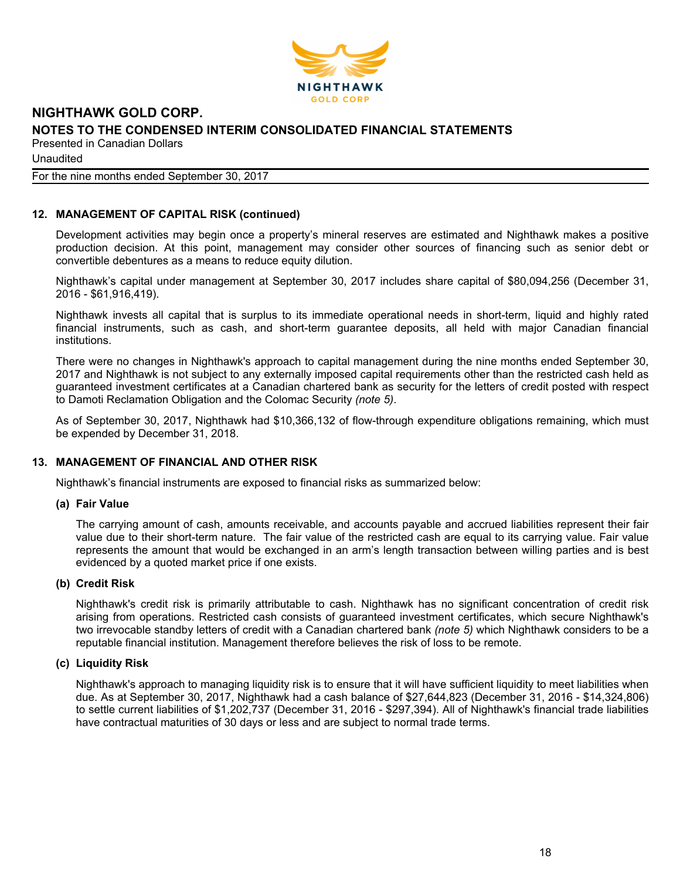## 12. MANAGEMENT OF CAPITAL RISK (continued)

Development activities may begin once a property's mineral reserves are estimated and Nighthawk makes a positive production decision. At this point, management may consider other sources of financing such as senior debt or convertible debentures as a means to reduce equity dilution.

Nighthawk's capital under management at September 30, 2017 includes share capital of $80,094,256 (December 31, 2016 - $61,916,419).

Nighthawk invests all capital that is surplus to its immediate operational needs in short-term, liquid and highly rated financial instruments, such as cash, and short-term guarantee deposits, all held with major Canadian financial institutions.

There were no changes in Nighthawk's approach to capital management during the nine months ended September 30, 2017 and Nighthawk is not subject to any externally imposed capital requirements other than the restricted cash held as guaranteed investment certificates at a Canadian chartered bank as security for the letters of credit posted with respect to Damoti Reclamation Obligation and the Colomac Security *(note 5)*.

As of September 30, 2017, Nighthawk had $10,366,132 of flow-through expenditure obligations remaining, which must be expended by December 31, 2018.

## 13. MANAGEMENT OF FINANCIAL AND OTHER RISK

Nighthawk's financial instruments are exposed to financial risks as summarized below:

### (a) Fair Value

The carrying amount of cash, amounts receivable, and accounts payable and accrued liabilities represent their fair value due to their short-term nature. The fair value of the restricted cash are equal to its carrying value. Fair value represents the amount that would be exchanged in an arm's length transaction between willing parties and is best evidenced by a quoted market price if one exists.

### (b) Credit Risk

Nighthawk's credit risk is primarily attributable to cash. Nighthawk has no significant concentration of credit risk arising from operations. Restricted cash consists of guaranteed investment certificates, which secure Nighthawk's two irrevocable standby letters of credit with a Canadian chartered bank *(note 5)* which Nighthawk considers to be a reputable financial institution. Management therefore believes the risk of loss to be remote.

### (c) Liquidity Risk

Nighthawk's approach to managing liquidity risk is to ensure that it will have sufficient liquidity to meet liabilities when due. As at September 30, 2017, Nighthawk had a cash balance of $27,644,823 (December 31, 2016 - $14,324,806) to settle current liabilities of $1,202,737 (December 31, 2016 - $297,394). All of Nighthawk's financial trade liabilities have contractual maturities of 30 days or less and are subject to normal trade terms.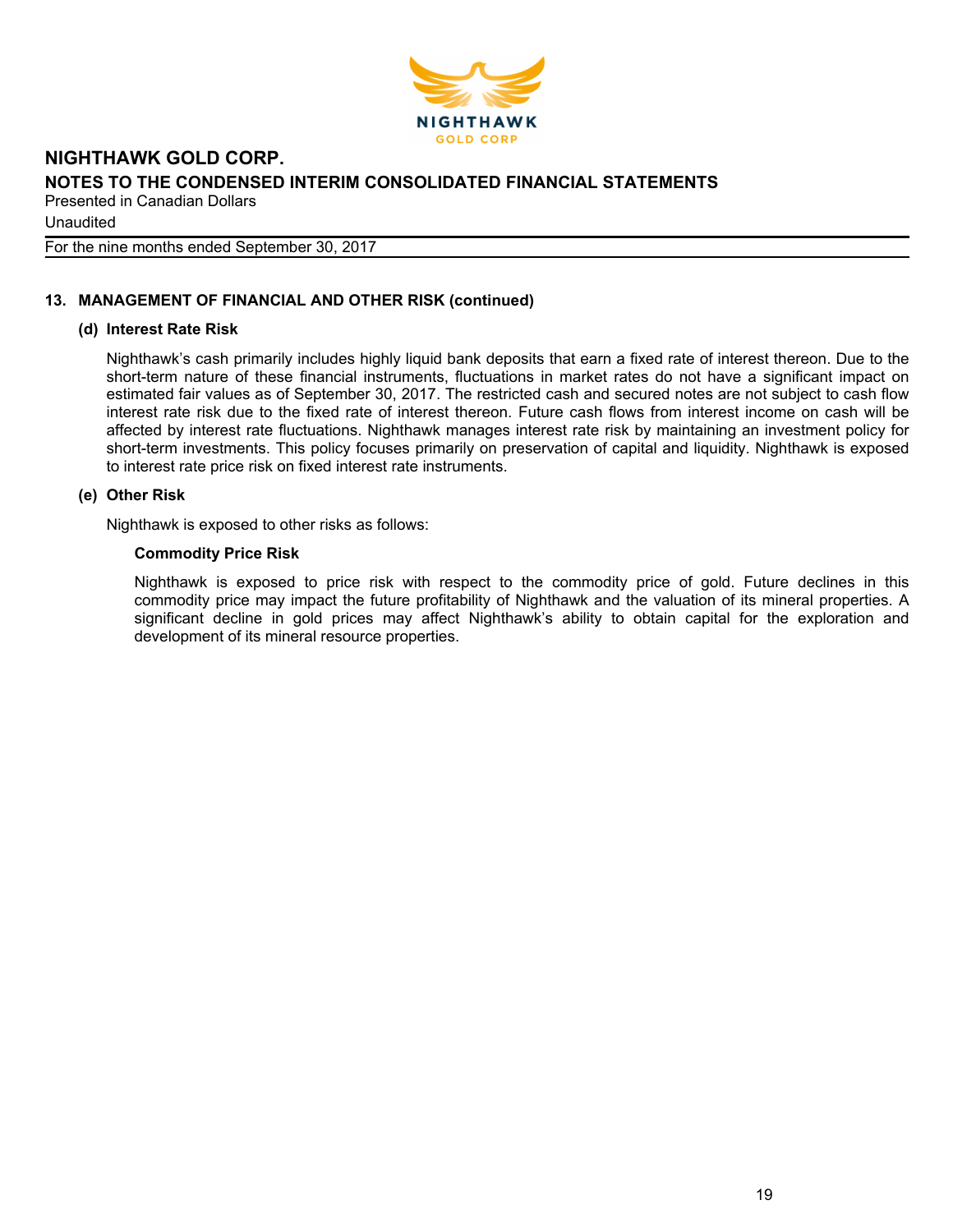## 13. MANAGEMENT OF FINANCIAL AND OTHER RISK (continued)

### (d) Interest Rate Risk

Nighthawk's cash primarily includes highly liquid bank deposits that earn a fixed rate of interest thereon. Due to the short-term nature of these financial instruments, fluctuations in market rates do not have a significant impact on estimated fair values as of September 30, 2017. The restricted cash and secured notes are not subject to cash flow interest rate risk due to the fixed rate of interest thereon. Future cash flows from interest income on cash will be affected by interest rate fluctuations. Nighthawk manages interest rate risk by maintaining an investment policy for short-term investments. This policy focuses primarily on preservation of capital and liquidity. Nighthawk is exposed to interest rate price risk on fixed interest rate instruments.

### (e) Other Risk

Nighthawk is exposed to other risks as follows:

**Commodity Price Risk**

Nighthawk is exposed to price risk with respect to the commodity price of gold. Future declines in this commodity price may impact the future profitability of Nighthawk and the valuation of its mineral properties. A significant decline in gold prices may affect Nighthawk's ability to obtain capital for the exploration and development of its mineral resource properties.